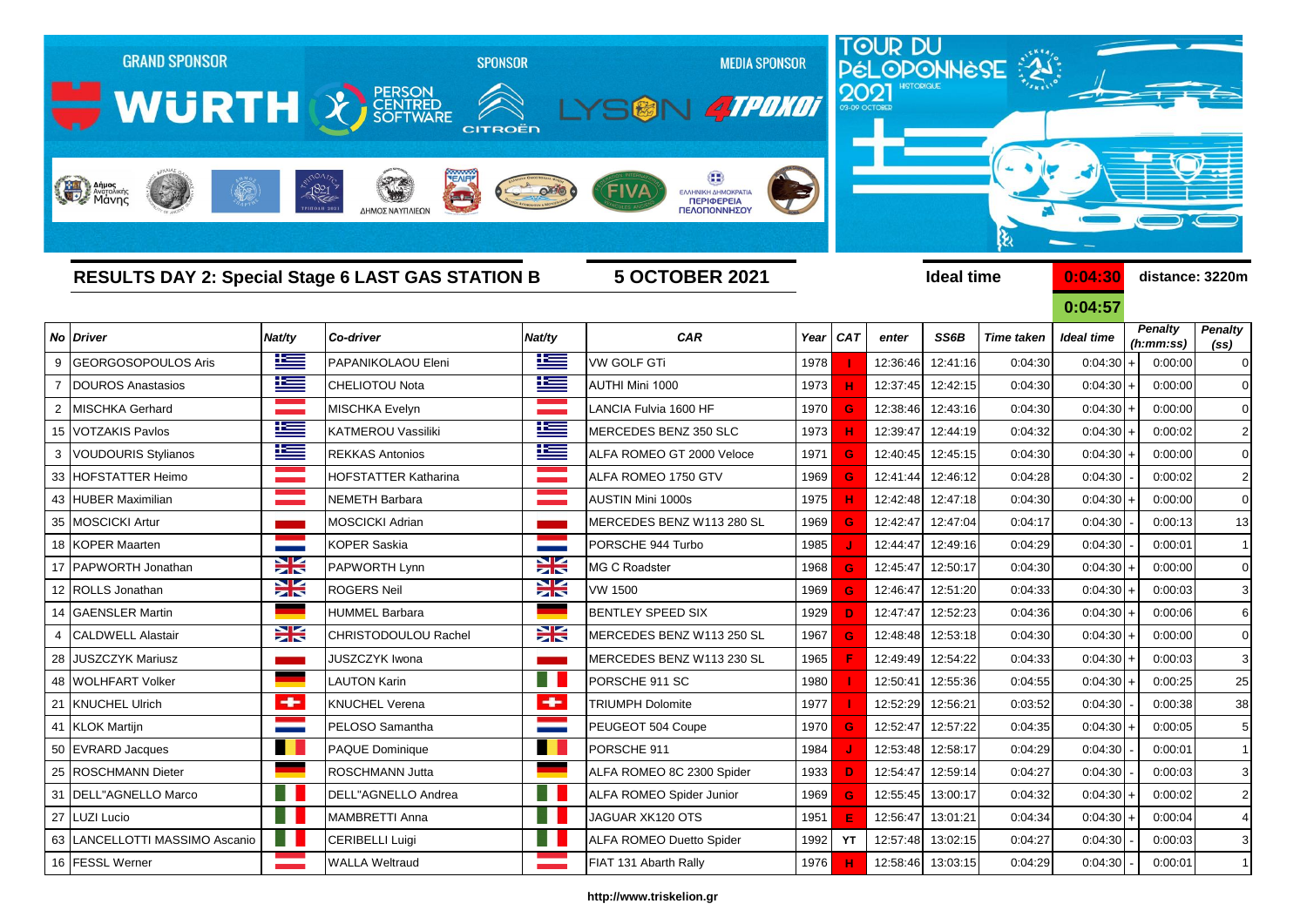GRAND SPONSOR WÜRTH — PERSON CENTRED SOFTWARE — SPONSOR CITROËN — MEDIA SPONSOR LYSON 4TPOXOI

TOUR DU PÉLOPONNÈSE 2021 HISTORIQUE 03-09 OCTOBER

## RESULTS DAY 2: Special Stage 6 LAST GAS STATION B

**5 OCTOBER 2021**

**Ideal time** 0:04:30 **distance: 3220m**

0:04:57

| No | Driver | Nat/ty | Co-driver | Nat/ty | CAR | Year | CAT | enter | SS6B | Time taken | Ideal time | | Penalty (h:mm:ss) | Penalty (ss) |
|---|---|---|---|---|---|---|---|---|---|---|---|---|---|---|
| 9 | GEORGOSOPOULOS Aris | | PAPANIKOLAOU Eleni | | VW GOLF GTi | 1978 | I | 12:36:46 | 12:41:16 | 0:04:30 | 0:04:30 | + | 0:00:00 | 0 |
| 7 | DOUROS Anastasios | | CHELIOTOU Nota | | AUTHI Mini 1000 | 1973 | H | 12:37:45 | 12:42:15 | 0:04:30 | 0:04:30 | + | 0:00:00 | 0 |
| 2 | MISCHKA Gerhard | | MISCHKA Evelyn | | LANCIA Fulvia 1600 HF | 1970 | G | 12:38:46 | 12:43:16 | 0:04:30 | 0:04:30 | + | 0:00:00 | 0 |
| 15 | VOTZAKIS Pavlos | | KATMEROU Vassiliki | | MERCEDES BENZ 350 SLC | 1973 | H | 12:39:47 | 12:44:19 | 0:04:32 | 0:04:30 | + | 0:00:02 | 2 |
| 3 | VOUDOURIS Stylianos | | REKKAS Antonios | | ALFA ROMEO GT 2000 Veloce | 1971 | G | 12:40:45 | 12:45:15 | 0:04:30 | 0:04:30 | + | 0:00:00 | 0 |
| 33 | HOFSTATTER Heimo | | HOFSTATTER Katharina | | ALFA ROMEO 1750 GTV | 1969 | G | 12:41:44 | 12:46:12 | 0:04:28 | 0:04:30 | - | 0:00:02 | 2 |
| 43 | HUBER Maximilian | | NEMETH Barbara | | AUSTIN Mini 1000s | 1975 | H | 12:42:48 | 12:47:18 | 0:04:30 | 0:04:30 | + | 0:00:00 | 0 |
| 35 | MOSCICKI Artur | | MOSCICKI Adrian | | MERCEDES BENZ W113 280 SL | 1969 | G | 12:42:47 | 12:47:04 | 0:04:17 | 0:04:30 | - | 0:00:13 | 13 |
| 18 | KOPER Maarten | | KOPER Saskia | | PORSCHE 944 Turbo | 1985 | J | 12:44:47 | 12:49:16 | 0:04:29 | 0:04:30 | - | 0:00:01 | 1 |
| 17 | PAPWORTH Jonathan | | PAPWORTH Lynn | | MG C Roadster | 1968 | G | 12:45:47 | 12:50:17 | 0:04:30 | 0:04:30 | + | 0:00:00 | 0 |
| 12 | ROLLS Jonathan | | ROGERS Neil | | VW 1500 | 1969 | G | 12:46:47 | 12:51:20 | 0:04:33 | 0:04:30 | + | 0:00:03 | 3 |
| 14 | GAENSLER Martin | | HUMMEL Barbara | | BENTLEY SPEED SIX | 1929 | D | 12:47:47 | 12:52:23 | 0:04:36 | 0:04:30 | + | 0:00:06 | 6 |
| 4 | CALDWELL Alastair | | CHRISTODOULOU Rachel | | MERCEDES BENZ W113 250 SL | 1967 | G | 12:48:48 | 12:53:18 | 0:04:30 | 0:04:30 | + | 0:00:00 | 0 |
| 28 | JUSZCZYK Mariusz | | JUSZCZYK Iwona | | MERCEDES BENZ W113 230 SL | 1965 | F | 12:49:49 | 12:54:22 | 0:04:33 | 0:04:30 | + | 0:00:03 | 3 |
| 48 | WOLHFART Volker | | LAUTON Karin | | PORSCHE 911 SC | 1980 | I | 12:50:41 | 12:55:36 | 0:04:55 | 0:04:30 | + | 0:00:25 | 25 |
| 21 | KNUCHEL Ulrich | | KNUCHEL Verena | | TRIUMPH Dolomite | 1977 | I | 12:52:29 | 12:56:21 | 0:03:52 | 0:04:30 | - | 0:00:38 | 38 |
| 41 | KLOK Martijn | | PELOSO Samantha | | PEUGEOT 504 Coupe | 1970 | G | 12:52:47 | 12:57:22 | 0:04:35 | 0:04:30 | + | 0:00:05 | 5 |
| 50 | EVRARD Jacques | | PAQUE Dominique | | PORSCHE 911 | 1984 | J | 12:53:48 | 12:58:17 | 0:04:29 | 0:04:30 | - | 0:00:01 | 1 |
| 25 | ROSCHMANN Dieter | | ROSCHMANN Jutta | | ALFA ROMEO 8C 2300 Spider | 1933 | D | 12:54:47 | 12:59:14 | 0:04:27 | 0:04:30 | - | 0:00:03 | 3 |
| 31 | DELL"AGNELLO Marco | | DELL"AGNELLO Andrea | | ALFA ROMEO Spider Junior | 1969 | G | 12:55:45 | 13:00:17 | 0:04:32 | 0:04:30 | + | 0:00:02 | 2 |
| 27 | LUZI Lucio | | MAMBRETTI Anna | | JAGUAR XK120 OTS | 1951 | E | 12:56:47 | 13:01:21 | 0:04:34 | 0:04:30 | + | 0:00:04 | 4 |
| 63 | LANCELLOTTI MASSIMO Ascanio | | CERIBELLI Luigi | | ALFA ROMEO Duetto Spider | 1992 | YT | 12:57:48 | 13:02:15 | 0:04:27 | 0:04:30 | - | 0:00:03 | 3 |
| 16 | FESSL Werner | | WALLA Weltraud | | FIAT 131 Abarth Rally | 1976 | H | 12:58:46 | 13:03:15 | 0:04:29 | 0:04:30 | - | 0:00:01 | 1 |

http://www.triskelion.gr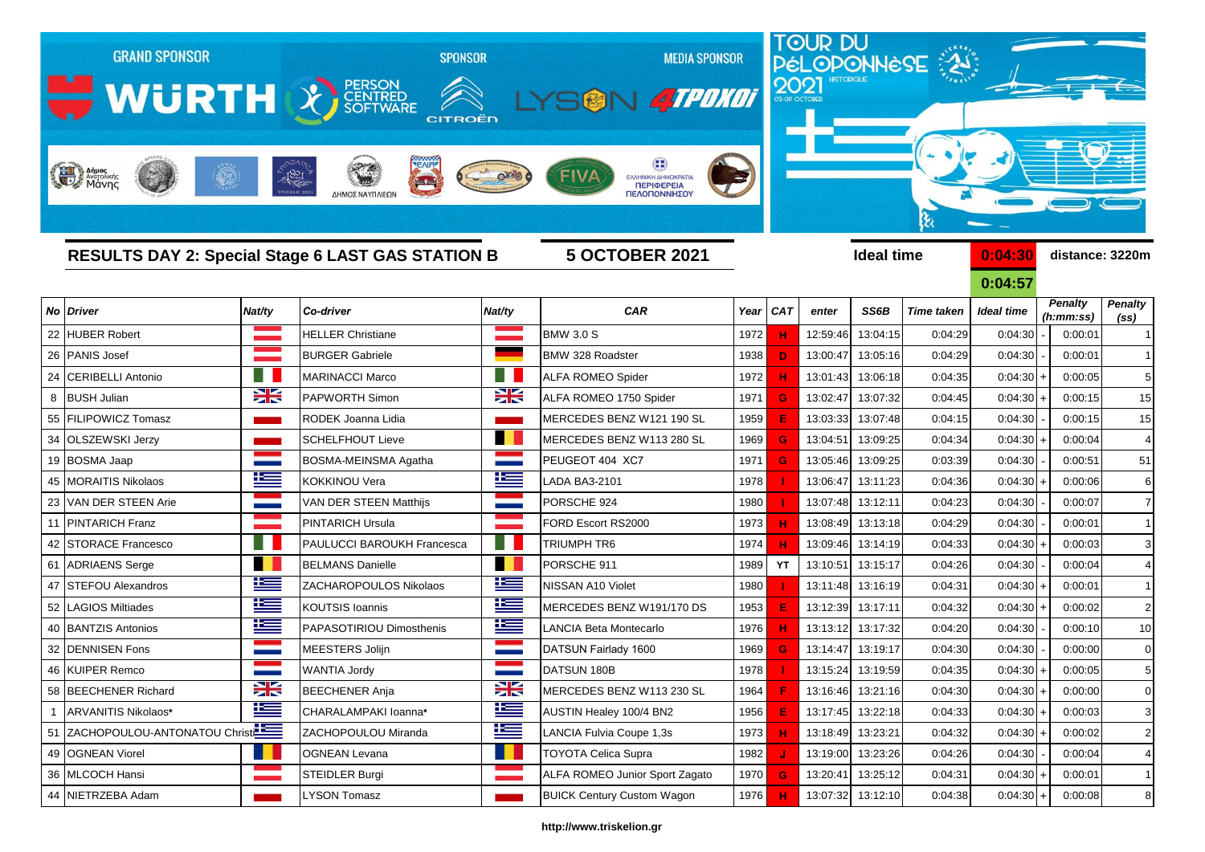GRAND SPONSOR WÜRTH | SPONSOR PERSON CENTRED SOFTWARE CITROËN | MEDIA SPONSOR LYSON 4TPOXOI

TOUR DU PÉLOPONNÈSE 2021 HISTORIQUE 03-09 OCTOBER

## RESULTS DAY 2: Special Stage 6 LAST GAS STATION B

**5 OCTOBER 2021**

**Ideal time** 0:04:30 **distance: 3220m**

0:04:57

| No | Driver | Nat/ty | Co-driver | Nat/ty | CAR | Year | CAT | enter | SS6B | Time taken | Ideal time | | Penalty (h:mm:ss) | Penalty (ss) |
|---|---|---|---|---|---|---|---|---|---|---|---|---|---|---|
| 22 | HUBER Robert | | HELLER Christiane | | BMW 3.0 S | 1972 | H | 12:59:46 | 13:04:15 | 0:04:29 | 0:04:30 | - | 0:00:01 | 1 |
| 26 | PANIS Josef | | BURGER Gabriele | | BMW 328 Roadster | 1938 | D | 13:00:47 | 13:05:16 | 0:04:29 | 0:04:30 | - | 0:00:01 | 1 |
| 24 | CERIBELLI Antonio | | MARINACCI Marco | | ALFA ROMEO Spider | 1972 | H | 13:01:43 | 13:06:18 | 0:04:35 | 0:04:30 | + | 0:00:05 | 5 |
| 8 | BUSH Julian | | PAPWORTH Simon | | ALFA ROMEO 1750 Spider | 1971 | G | 13:02:47 | 13:07:32 | 0:04:45 | 0:04:30 | + | 0:00:15 | 15 |
| 55 | FILIPOWICZ Tomasz | | RODEK Joanna Lidia | | MERCEDES BENZ W121 190 SL | 1959 | E | 13:03:33 | 13:07:48 | 0:04:15 | 0:04:30 | - | 0:00:15 | 15 |
| 34 | OLSZEWSKI Jerzy | | SCHELFHOUT Lieve | | MERCEDES BENZ W113 280 SL | 1969 | G | 13:04:51 | 13:09:25 | 0:04:34 | 0:04:30 | + | 0:00:04 | 4 |
| 19 | BOSMA Jaap | | BOSMA-MEINSMA Agatha | | PEUGEOT 404 XC7 | 1971 | G | 13:05:46 | 13:09:25 | 0:03:39 | 0:04:30 | - | 0:00:51 | 51 |
| 45 | MORAITIS Nikolaos | | KOKKINOU Vera | | LADA BA3-2101 | 1978 | I | 13:06:47 | 13:11:23 | 0:04:36 | 0:04:30 | + | 0:00:06 | 6 |
| 23 | VAN DER STEEN Arie | | VAN DER STEEN Matthijs | | PORSCHE 924 | 1980 | I | 13:07:48 | 13:12:11 | 0:04:23 | 0:04:30 | - | 0:00:07 | 7 |
| 11 | PINTARICH Franz | | PINTARICH Ursula | | FORD Escort RS2000 | 1973 | H | 13:08:49 | 13:13:18 | 0:04:29 | 0:04:30 | - | 0:00:01 | 1 |
| 42 | STORACE Francesco | | PAULUCCI BAROUKH Francesca | | TRIUMPH TR6 | 1974 | H | 13:09:46 | 13:14:19 | 0:04:33 | 0:04:30 | + | 0:00:03 | 3 |
| 61 | ADRIAENS Serge | | BELMANS Danielle | | PORSCHE 911 | 1989 | YT | 13:10:51 | 13:15:17 | 0:04:26 | 0:04:30 | - | 0:00:04 | 4 |
| 47 | STEFOU Alexandros | | ZACHAROPOULOS Nikolaos | | NISSAN A10 Violet | 1980 | I | 13:11:48 | 13:16:19 | 0:04:31 | 0:04:30 | + | 0:00:01 | 1 |
| 52 | LAGIOS Miltiades | | KOUTSIS Ioannis | | MERCEDES BENZ W191/170 DS | 1953 | E | 13:12:39 | 13:17:11 | 0:04:32 | 0:04:30 | + | 0:00:02 | 2 |
| 40 | BANTZIS Antonios | | PAPASOTIRIOU Dimosthenis | | LANCIA Beta Montecarlo | 1976 | H | 13:13:12 | 13:17:32 | 0:04:20 | 0:04:30 | - | 0:00:10 | 10 |
| 32 | DENNISEN Fons | | MEESTERS Jolijn | | DATSUN Fairlady 1600 | 1969 | G | 13:14:47 | 13:19:17 | 0:04:30 | 0:04:30 | - | 0:00:00 | 0 |
| 46 | KUIPER Remco | | WANTIA Jordy | | DATSUN 180B | 1978 | I | 13:15:24 | 13:19:59 | 0:04:35 | 0:04:30 | + | 0:00:05 | 5 |
| 58 | BEECHENER Richard | | BEECHENER Anja | | MERCEDES BENZ W113 230 SL | 1964 | F | 13:16:46 | 13:21:16 | 0:04:30 | 0:04:30 | + | 0:00:00 | 0 |
| 1 | ARVANITIS Nikolaos* | | CHARALAMPAKI Ioanna* | | AUSTIN Healey 100/4 BN2 | 1956 | E | 13:17:45 | 13:22:18 | 0:04:33 | 0:04:30 | + | 0:00:03 | 3 |
| 51 | ZACHOPOULOU-ANTONATOU Christ | | ZACHOPOULOU Miranda | | LANCIA Fulvia Coupe 1,3s | 1973 | H | 13:18:49 | 13:23:21 | 0:04:32 | 0:04:30 | + | 0:00:02 | 2 |
| 49 | OGNEAN Viorel | | OGNEAN Levana | | TOYOTA Celica Supra | 1982 | J | 13:19:00 | 13:23:26 | 0:04:26 | 0:04:30 | - | 0:00:04 | 4 |
| 36 | MLCOCH Hansi | | STEIDLER Burgi | | ALFA ROMEO Junior Sport Zagato | 1970 | G | 13:20:41 | 13:25:12 | 0:04:31 | 0:04:30 | + | 0:00:01 | 1 |
| 44 | NIETRZEBA Adam | | LYSON Tomasz | | BUICK Century Custom Wagon | 1976 | H | 13:07:32 | 13:12:10 | 0:04:38 | 0:04:30 | + | 0:00:08 | 8 |

http://www.triskelion.gr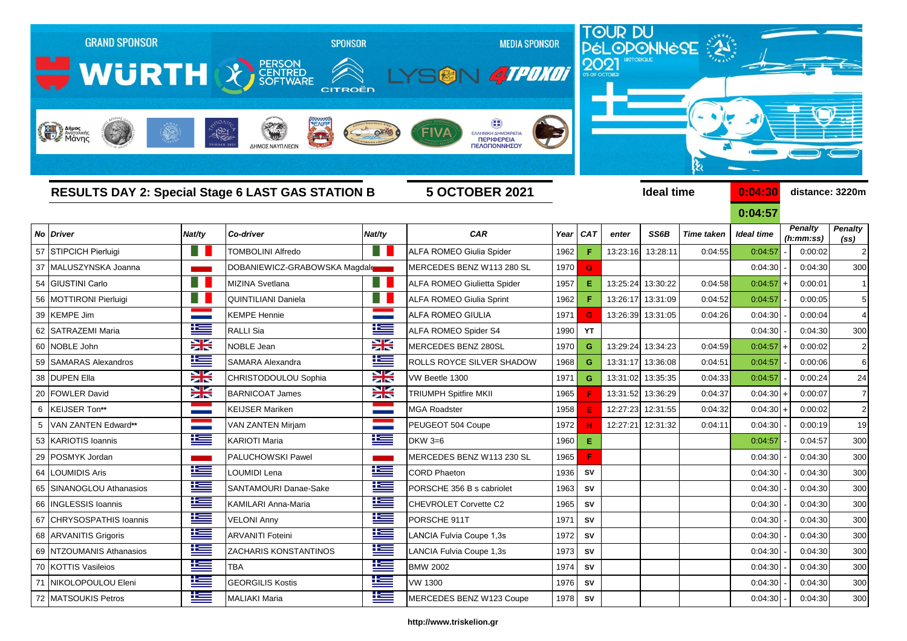GRAND SPONSOR WÜRTH | SPONSOR PERSON CENTRED SOFTWARE CITROËN | MEDIA SPONSOR LYSON 4TPOXOI

TOUR DU PÉLOPONNÈSE 2021 HISTORIQUE 03-09 OCTOBER

## RESULTS DAY 2: Special Stage 6 LAST GAS STATION B

**5 OCTOBER 2021**

**Ideal time** 0:04:30 / 0:04:57 **distance: 3220m**

| No | Driver | Nat/ty | Co-driver | Nat/ty | CAR | Year | CAT | enter | SS6B | Time taken | Ideal time | | Penalty (h:mm:ss) | Penalty (ss) |
|---|---|---|---|---|---|---|---|---|---|---|---|---|---|---|
| 57 | STIPCICH Pierluigi | | TOMBOLINI Alfredo | | ALFA ROMEO Giulia Spider | 1962 | F | 13:23:16 | 13:28:11 | 0:04:55 | 0:04:57 | - | 0:00:02 | 2 |
| 37 | MALUSZYNSKA Joanna | | DOBANIEWICZ-GRABOWSKA Magdale | | MERCEDES BENZ W113 280 SL | 1970 | G | | | | 0:04:30 | - | 0:04:30 | 300 |
| 54 | GIUSTINI Carlo | | MIZINA Svetlana | | ALFA ROMEO Giulietta Spider | 1957 | E | 13:25:24 | 13:30:22 | 0:04:58 | 0:04:57 | + | 0:00:01 | 1 |
| 56 | MOTTIRONI Pierluigi | | QUINTILIANI Daniela | | ALFA ROMEO Giulia Sprint | 1962 | F | 13:26:17 | 13:31:09 | 0:04:52 | 0:04:57 | - | 0:00:05 | 5 |
| 39 | KEMPE Jim | | KEMPE Hennie | | ALFA ROMEO GIULIA | 1971 | G | 13:26:39 | 13:31:05 | 0:04:26 | 0:04:30 | - | 0:00:04 | 4 |
| 62 | SATRAZEMI Maria | | RALLI Sia | | ALFA ROMEO Spider S4 | 1990 | YT | | | | 0:04:30 | - | 0:04:30 | 300 |
| 60 | NOBLE John | | NOBLE Jean | | MERCEDES BENZ 280SL | 1970 | G | 13:29:24 | 13:34:23 | 0:04:59 | 0:04:57 | + | 0:00:02 | 2 |
| 59 | SAMARAS Alexandros | | SAMARA Alexandra | | ROLLS ROYCE SILVER SHADOW | 1968 | G | 13:31:17 | 13:36:08 | 0:04:51 | 0:04:57 | - | 0:00:06 | 6 |
| 38 | DUPEN Ella | | CHRISTODOULOU Sophia | | VW Beetle 1300 | 1971 | G | 13:31:02 | 13:35:35 | 0:04:33 | 0:04:57 | - | 0:00:24 | 24 |
| 20 | FOWLER David | | BARNICOAT James | | TRIUMPH Spitfire MKII | 1965 | F | 13:31:52 | 13:36:29 | 0:04:37 | 0:04:30 | + | 0:00:07 | 7 |
| 6 | KEIJSER Ton** | | KEIJSER Mariken | | MGA Roadster | 1958 | E | 12:27:23 | 12:31:55 | 0:04:32 | 0:04:30 | + | 0:00:02 | 2 |
| 5 | VAN ZANTEN Edward** | | VAN ZANTEN Mirjam | | PEUGEOT 504 Coupe | 1972 | H | 12:27:21 | 12:31:32 | 0:04:11 | 0:04:30 | - | 0:00:19 | 19 |
| 53 | KARIOTIS Ioannis | | KARIOTI Maria | | DKW 3=6 | 1960 | E | | | | 0:04:57 | - | 0:04:57 | 300 |
| 29 | POSMYK Jordan | | PALUCHOWSKI Pawel | | MERCEDES BENZ W113 230 SL | 1965 | F | | | | 0:04:30 | - | 0:04:30 | 300 |
| 64 | LOUMIDIS Aris | | LOUMIDI Lena | | CORD Phaeton | 1936 | SV | | | | 0:04:30 | - | 0:04:30 | 300 |
| 65 | SINANOGLOU Athanasios | | SANTAMOURI Danae-Sake | | PORSCHE 356 B s cabriolet | 1963 | SV | | | | 0:04:30 | - | 0:04:30 | 300 |
| 66 | INGLESSIS Ioannis | | KAMILARI Anna-Maria | | CHEVROLET Corvette C2 | 1965 | SV | | | | 0:04:30 | - | 0:04:30 | 300 |
| 67 | CHRYSOSPATHIS Ioannis | | VELONI Anny | | PORSCHE 911T | 1971 | SV | | | | 0:04:30 | - | 0:04:30 | 300 |
| 68 | ARVANITIS Grigoris | | ARVANITI Foteini | | LANCIA Fulvia Coupe 1,3s | 1972 | SV | | | | 0:04:30 | - | 0:04:30 | 300 |
| 69 | NTZOUMANIS Athanasios | | ZACHARIS KONSTANTINOS | | LANCIA Fulvia Coupe 1,3s | 1973 | SV | | | | 0:04:30 | - | 0:04:30 | 300 |
| 70 | KOTTIS Vasileios | | TBA | | BMW 2002 | 1974 | SV | | | | 0:04:30 | - | 0:04:30 | 300 |
| 71 | NIKOLOPOULOU Eleni | | GEORGILIS Kostis | | VW 1300 | 1976 | SV | | | | 0:04:30 | - | 0:04:30 | 300 |
| 72 | MATSOUKIS Petros | | MALIAKI Maria | | MERCEDES BENZ W123 Coupe | 1978 | SV | | | | 0:04:30 | - | 0:04:30 | 300 |

http://www.triskelion.gr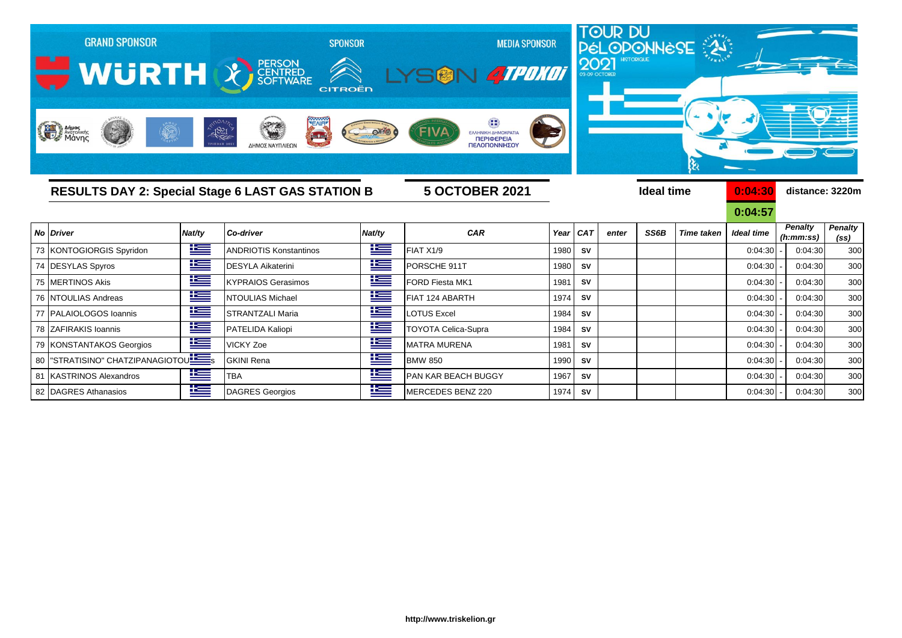GRAND SPONSOR WÜRTH PERSON CENTRED SOFTWARE SPONSOR CITROËN MEDIA SPONSOR LYSON 4TPOXOI

TOUR DU PÉLOPONNÈSE 2021 HISTORIQUE 03-09 OCTOBER

ΔΗΜΟΣ ΝΑΥΠΛΙΕΩΝ FIVA ΕΛΛΗΝΙΚΗ ΔΗΜΟΚΡΑΤΙΑ ΠΕΡΙΦΕΡΕΙΑ ΠΕΛΟΠΟΝΝΗΣΟΥ

## RESULTS DAY 2: Special Stage 6 LAST GAS STATION B

**5 OCTOBER 2021**

**Ideal time** 0:04:30 **distance: 3220m**

0:04:57

| No | Driver | Nat/ty | Co-driver | Nat/ty | CAR | Year | CAT | enter | SS6B | Time taken | Ideal time | | Penalty (h:mm:ss) | Penalty (ss) |
|---|---|---|---|---|---|---|---|---|---|---|---|---|---|---|
| 73 | KONTOGIORGIS Spyridon | | ANDRIOTIS Konstantinos | | FIAT X1/9 | 1980 | SV | | | | 0:04:30 | - | 0:04:30 | 300 |
| 74 | DESYLAS Spyros | | DESYLA Aikaterini | | PORSCHE 911T | 1980 | SV | | | | 0:04:30 | - | 0:04:30 | 300 |
| 75 | MERTINOS Akis | | KYPRAIOS Gerasimos | | FORD Fiesta MK1 | 1981 | SV | | | | 0:04:30 | - | 0:04:30 | 300 |
| 76 | NTOULIAS Andreas | | NTOULIAS Michael | | FIAT 124 ABARTH | 1974 | SV | | | | 0:04:30 | - | 0:04:30 | 300 |
| 77 | PALAIOLOGOS Ioannis | | STRANTZALI Maria | | LOTUS Excel | 1984 | SV | | | | 0:04:30 | - | 0:04:30 | 300 |
| 78 | ZAFIRAKIS Ioannis | | PATELIDA Kaliopi | | TOYOTA Celica-Supra | 1984 | SV | | | | 0:04:30 | - | 0:04:30 | 300 |
| 79 | KONSTANTAKOS Georgios | | VICKY Zoe | | MATRA MURENA | 1981 | SV | | | | 0:04:30 | - | 0:04:30 | 300 |
| 80 | "STRATISINO" CHATZIPANAGIOTOUs | | GKINI Rena | | BMW 850 | 1990 | SV | | | | 0:04:30 | - | 0:04:30 | 300 |
| 81 | KASTRINOS Alexandros | | TBA | | PAN KAR BEACH BUGGY | 1967 | SV | | | | 0:04:30 | - | 0:04:30 | 300 |
| 82 | DAGRES Athanasios | | DAGRES Georgios | | MERCEDES BENZ 220 | 1974 | SV | | | | 0:04:30 | - | 0:04:30 | 300 |

http://www.triskelion.gr